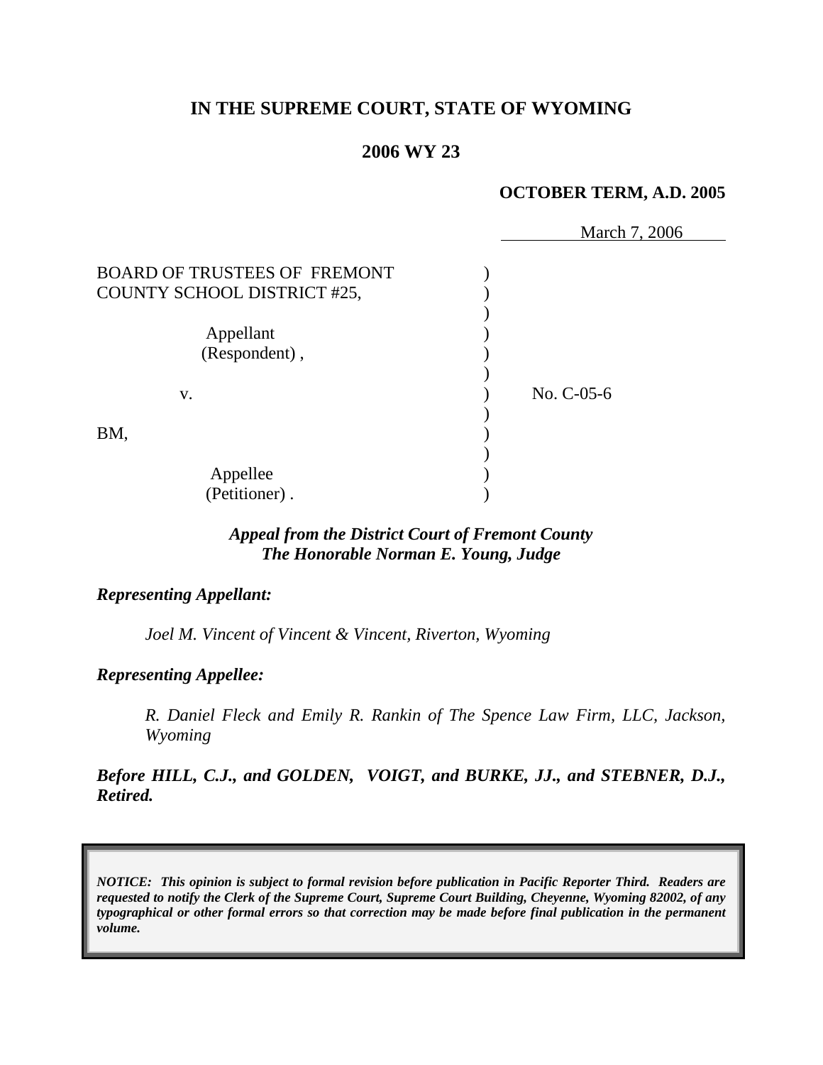**IN THE SUPREME COURT, STATE OF WYOMING**

**2006 WY 23**

**OCTOBER TERM, A.D. 2005**

March 7, 2006

BOARD OF TRUSTEES OF FREMONT COUNTY SCHOOL DISTRICT #25,

Appellant (Respondent),

v.

BM,

Appellee (Petitioner).

No. C-05-6

***Appeal from the District Court of Fremont County***
***The Honorable Norman E. Young, Judge***

***Representing Appellant:***

*Joel M. Vincent of Vincent & Vincent, Riverton, Wyoming*

***Representing Appellee:***

*R. Daniel Fleck and Emily R. Rankin of The Spence Law Firm, LLC, Jackson, Wyoming*

***Before HILL, C.J., and GOLDEN, VOIGT, and BURKE, JJ., and STEBNER, D.J., Retired.***

***NOTICE: This opinion is subject to formal revision before publication in Pacific Reporter Third. Readers are requested to notify the Clerk of the Supreme Court, Supreme Court Building, Cheyenne, Wyoming 82002, of any typographical or other formal errors so that correction may be made before final publication in the permanent volume.***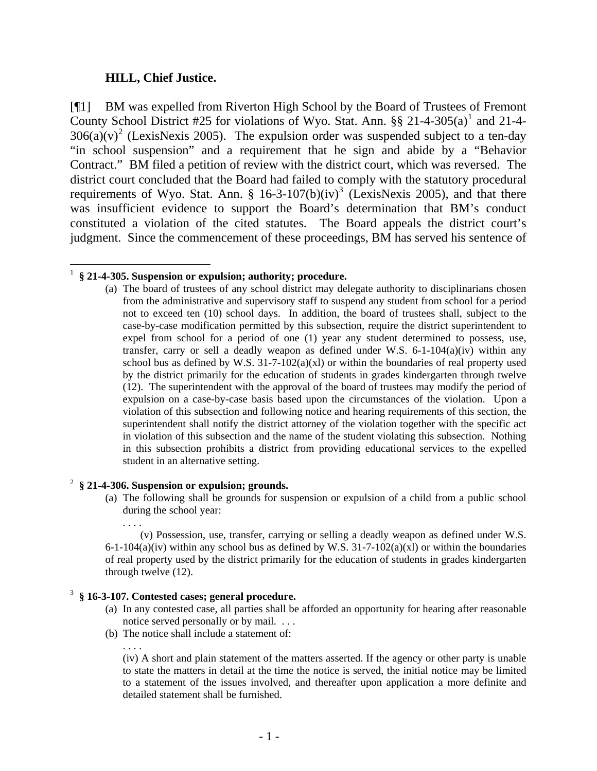**HILL, Chief Justice.**

[¶1] BM was expelled from Riverton High School by the Board of Trustees of Fremont County School District #25 for violations of Wyo. Stat. Ann. §§ 21-4-305(a)[1] and 21-4-306(a)(v)[2] (LexisNexis 2005). The expulsion order was suspended subject to a ten-day "in school suspension" and a requirement that he sign and abide by a "Behavior Contract." BM filed a petition of review with the district court, which was reversed. The district court concluded that the Board had failed to comply with the statutory procedural requirements of Wyo. Stat. Ann. § 16-3-107(b)(iv)[3] (LexisNexis 2005), and that there was insufficient evidence to support the Board's determination that BM's conduct constituted a violation of the cited statutes. The Board appeals the district court's judgment. Since the commencement of these proceedings, BM has served his sentence of

---

[1] **§ 21-4-305. Suspension or expulsion; authority; procedure.**

(a) The board of trustees of any school district may delegate authority to disciplinarians chosen from the administrative and supervisory staff to suspend any student from school for a period not to exceed ten (10) school days. In addition, the board of trustees shall, subject to the case-by-case modification permitted by this subsection, require the district superintendent to expel from school for a period of one (1) year any student determined to possess, use, transfer, carry or sell a deadly weapon as defined under W.S. 6-1-104(a)(iv) within any school bus as defined by W.S. 31-7-102(a)(xl) or within the boundaries of real property used by the district primarily for the education of students in grades kindergarten through twelve (12). The superintendent with the approval of the board of trustees may modify the period of expulsion on a case-by-case basis based upon the circumstances of the violation. Upon a violation of this subsection and following notice and hearing requirements of this section, the superintendent shall notify the district attorney of the violation together with the specific act in violation of this subsection and the name of the student violating this subsection. Nothing in this subsection prohibits a district from providing educational services to the expelled student in an alternative setting.

[2] **§ 21-4-306. Suspension or expulsion; grounds.**

(a) The following shall be grounds for suspension or expulsion of a child from a public school during the school year:

. . . .

(v) Possession, use, transfer, carrying or selling a deadly weapon as defined under W.S. 6-1-104(a)(iv) within any school bus as defined by W.S. 31-7-102(a)(xl) or within the boundaries of real property used by the district primarily for the education of students in grades kindergarten through twelve (12).

[3] **§ 16-3-107. Contested cases; general procedure.**

(a) In any contested case, all parties shall be afforded an opportunity for hearing after reasonable notice served personally or by mail. . . .

(b) The notice shall include a statement of:

. . . .

(iv) A short and plain statement of the matters asserted. If the agency or other party is unable to state the matters in detail at the time the notice is served, the initial notice may be limited to a statement of the issues involved, and thereafter upon application a more definite and detailed statement shall be furnished.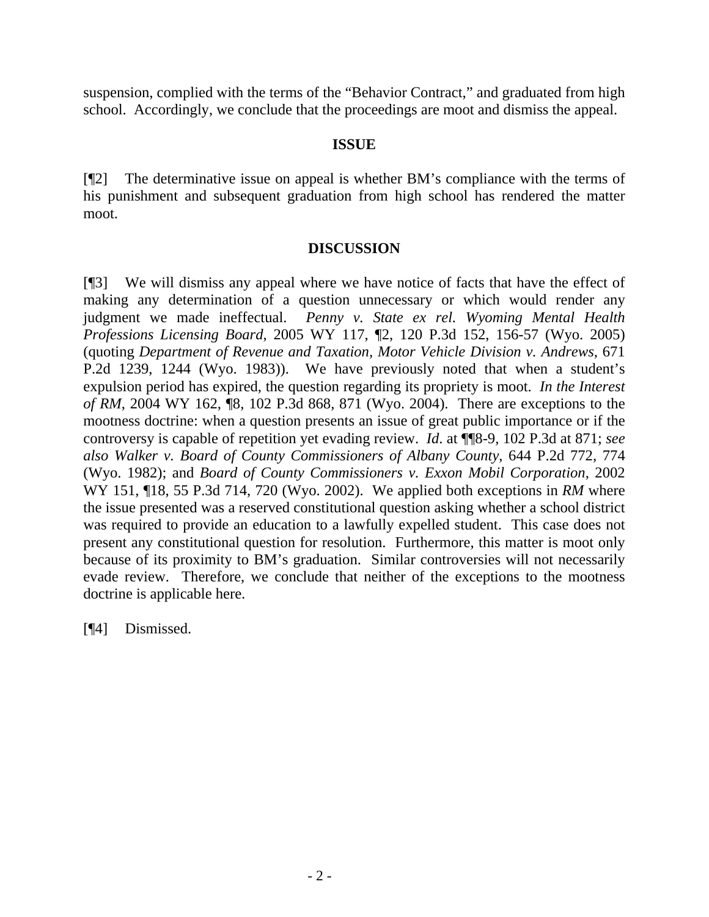suspension, complied with the terms of the "Behavior Contract," and graduated from high school. Accordingly, we conclude that the proceedings are moot and dismiss the appeal.

**ISSUE**

[¶2] The determinative issue on appeal is whether BM's compliance with the terms of his punishment and subsequent graduation from high school has rendered the matter moot.

**DISCUSSION**

[¶3] We will dismiss any appeal where we have notice of facts that have the effect of making any determination of a question unnecessary or which would render any judgment we made ineffectual. *Penny v. State ex rel. Wyoming Mental Health Professions Licensing Board*, 2005 WY 117, ¶2, 120 P.3d 152, 156-57 (Wyo. 2005) (quoting *Department of Revenue and Taxation, Motor Vehicle Division v. Andrews*, 671 P.2d 1239, 1244 (Wyo. 1983)). We have previously noted that when a student's expulsion period has expired, the question regarding its propriety is moot. *In the Interest of RM*, 2004 WY 162, ¶8, 102 P.3d 868, 871 (Wyo. 2004). There are exceptions to the mootness doctrine: when a question presents an issue of great public importance or if the controversy is capable of repetition yet evading review. *Id*. at ¶¶8-9, 102 P.3d at 871; *see also Walker v. Board of County Commissioners of Albany County*, 644 P.2d 772, 774 (Wyo. 1982); and *Board of County Commissioners v. Exxon Mobil Corporation*, 2002 WY 151, ¶18, 55 P.3d 714, 720 (Wyo. 2002). We applied both exceptions in *RM* where the issue presented was a reserved constitutional question asking whether a school district was required to provide an education to a lawfully expelled student. This case does not present any constitutional question for resolution. Furthermore, this matter is moot only because of its proximity to BM's graduation. Similar controversies will not necessarily evade review. Therefore, we conclude that neither of the exceptions to the mootness doctrine is applicable here.

[¶4] Dismissed.